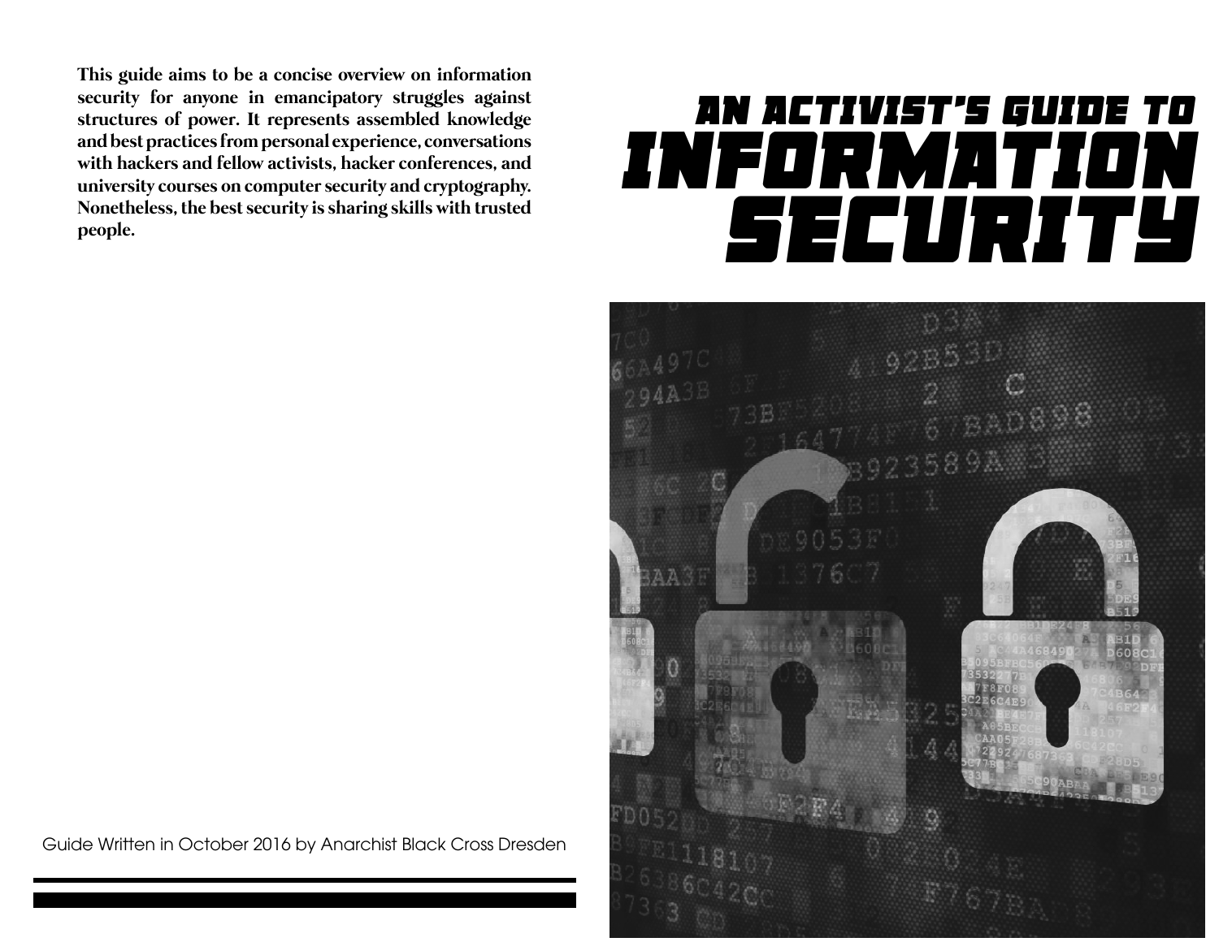# AN ACTIVIST'S GUIDE TO INFORMATION SECURITY

**This guide aims to be a concise overview on information security for anyone in emancipatory struggles against structures of power. It represents assembled knowledge and best practices from personal experience, conversations with hackers and fellow activists, hacker conferences, and university courses on computer security and cryptography. Nonetheless, the best security is sharing skills with trusted people.**

Guide Written in October 2016 by Anarchist Black Cross Dresden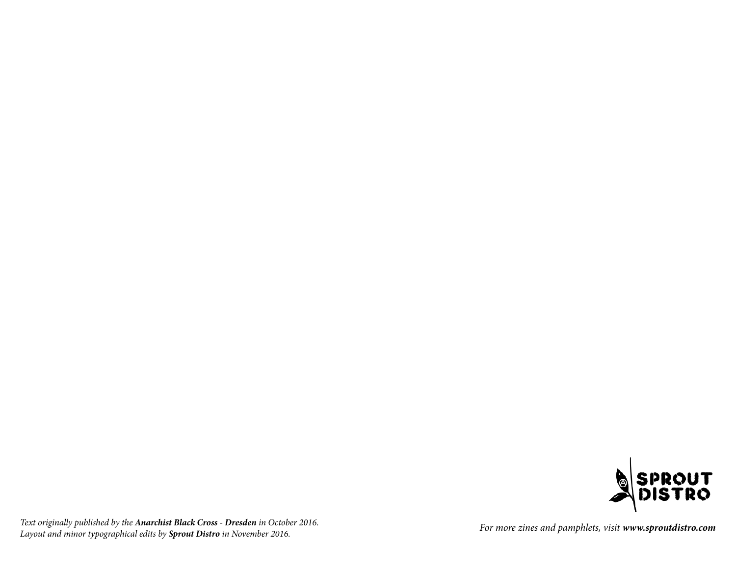SPROUT
DISTRO

*Text originally published by the **Anarchist Black Cross - Dresden** in October 2016.*
*Layout and minor typographical edits by **Sprout Distro** in November 2016.*

*For more zines and pamphlets, visit **www.sproutdistro.com***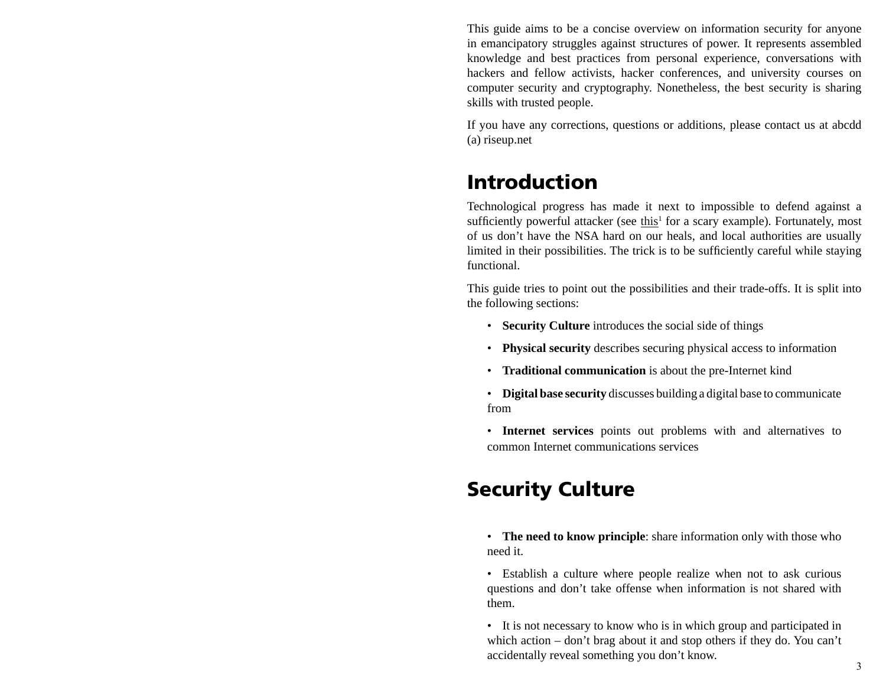This guide aims to be a concise overview on information security for anyone in emancipatory struggles against structures of power. It represents assembled knowledge and best practices from personal experience, conversations with hackers and fellow activists, hacker conferences, and university courses on computer security and cryptography. Nonetheless, the best security is sharing skills with trusted people.

If you have any corrections, questions or additions, please contact us at abcdd (a) riseup.net

# Introduction

Technological progress has made it next to impossible to defend against a sufficiently powerful attacker (see this[1] for a scary example). Fortunately, most of us don't have the NSA hard on our heals, and local authorities are usually limited in their possibilities. The trick is to be sufficiently careful while staying functional.

This guide tries to point out the possibilities and their trade-offs. It is split into the following sections:

- **Security Culture** introduces the social side of things
- **Physical security** describes securing physical access to information
- **Traditional communication** is about the pre-Internet kind
- **Digital base security** discusses building a digital base to communicate from
- **Internet services** points out problems with and alternatives to common Internet communications services

# Security Culture

- **The need to know principle**: share information only with those who need it.
- Establish a culture where people realize when not to ask curious questions and don't take offense when information is not shared with them.
- It is not necessary to know who is in which group and participated in which action – don't brag about it and stop others if they do. You can't accidentally reveal something you don't know.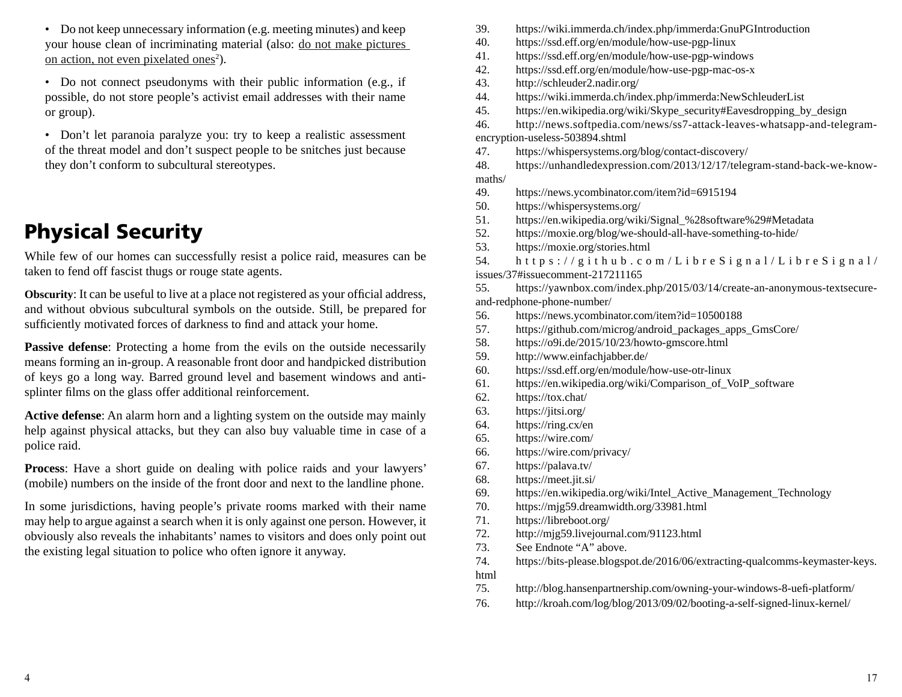- Do not keep unnecessary information (e.g. meeting minutes) and keep your house clean of incriminating material (also: do not make pictures on action, not even pixelated ones[2]).

- Do not connect pseudonyms with their public information (e.g., if possible, do not store people's activist email addresses with their name or group).

- Don't let paranoia paralyze you: try to keep a realistic assessment of the threat model and don't suspect people to be snitches just because they don't conform to subcultural stereotypes.

# Physical Security

While few of our homes can successfully resist a police raid, measures can be taken to fend off fascist thugs or rouge state agents.

**Obscurity**: It can be useful to live at a place not registered as your official address, and without obvious subcultural symbols on the outside. Still, be prepared for sufficiently motivated forces of darkness to find and attack your home.

**Passive defense**: Protecting a home from the evils on the outside necessarily means forming an in-group. A reasonable front door and handpicked distribution of keys go a long way. Barred ground level and basement windows and anti-splinter films on the glass offer additional reinforcement.

**Active defense**: An alarm horn and a lighting system on the outside may mainly help against physical attacks, but they can also buy valuable time in case of a police raid.

**Process**: Have a short guide on dealing with police raids and your lawyers' (mobile) numbers on the inside of the front door and next to the landline phone.

In some jurisdictions, having people's private rooms marked with their name may help to argue against a search when it is only against one person. However, it obviously also reveals the inhabitants' names to visitors and does only point out the existing legal situation to police who often ignore it anyway.

39. https://wiki.immerda.ch/index.php/immerda:GnuPGIntroduction
40. https://ssd.eff.org/en/module/how-use-pgp-linux
41. https://ssd.eff.org/en/module/how-use-pgp-windows
42. https://ssd.eff.org/en/module/how-use-pgp-mac-os-x
43. http://schleuder2.nadir.org/
44. https://wiki.immerda.ch/index.php/immerda:NewSchleuderList
45. https://en.wikipedia.org/wiki/Skype_security#Eavesdropping_by_design
46. http://news.softpedia.com/news/ss7-attack-leaves-whatsapp-and-telegram-encryption-useless-503894.shtml
47. https://whispersystems.org/blog/contact-discovery/
48. https://unhandledexpression.com/2013/12/17/telegram-stand-back-we-know-maths/
49. https://news.ycombinator.com/item?id=6915194
50. https://whispersystems.org/
51. https://en.wikipedia.org/wiki/Signal_%28software%29#Metadata
52. https://moxie.org/blog/we-should-all-have-something-to-hide/
53. https://moxie.org/stories.html
54. https://github.com/LibreSignal/LibreSignal/issues/37#issuecomment-217211165
55. https://yawnbox.com/index.php/2015/03/14/create-an-anonymous-textsecure-and-redphone-phone-number/
56. https://news.ycombinator.com/item?id=10500188
57. https://github.com/microg/android_packages_apps_GmsCore/
58. https://o9i.de/2015/10/23/howto-gmscore.html
59. http://www.einfachjabber.de/
60. https://ssd.eff.org/en/module/how-use-otr-linux
61. https://en.wikipedia.org/wiki/Comparison_of_VoIP_software
62. https://tox.chat/
63. https://jitsi.org/
64. https://ring.cx/en
65. https://wire.com/
66. https://wire.com/privacy/
67. https://palava.tv/
68. https://meet.jit.si/
69. https://en.wikipedia.org/wiki/Intel_Active_Management_Technology
70. https://mjg59.dreamwidth.org/33981.html
71. https://libreboot.org/
72. http://mjg59.livejournal.com/91123.html
73. See Endnote "A" above.
74. https://bits-please.blogspot.de/2016/06/extracting-qualcomms-keymaster-keys.html
75. http://blog.hansenpartnership.com/owning-your-windows-8-uefi-platform/
76. http://kroah.com/log/blog/2013/09/02/booting-a-self-signed-linux-kernel/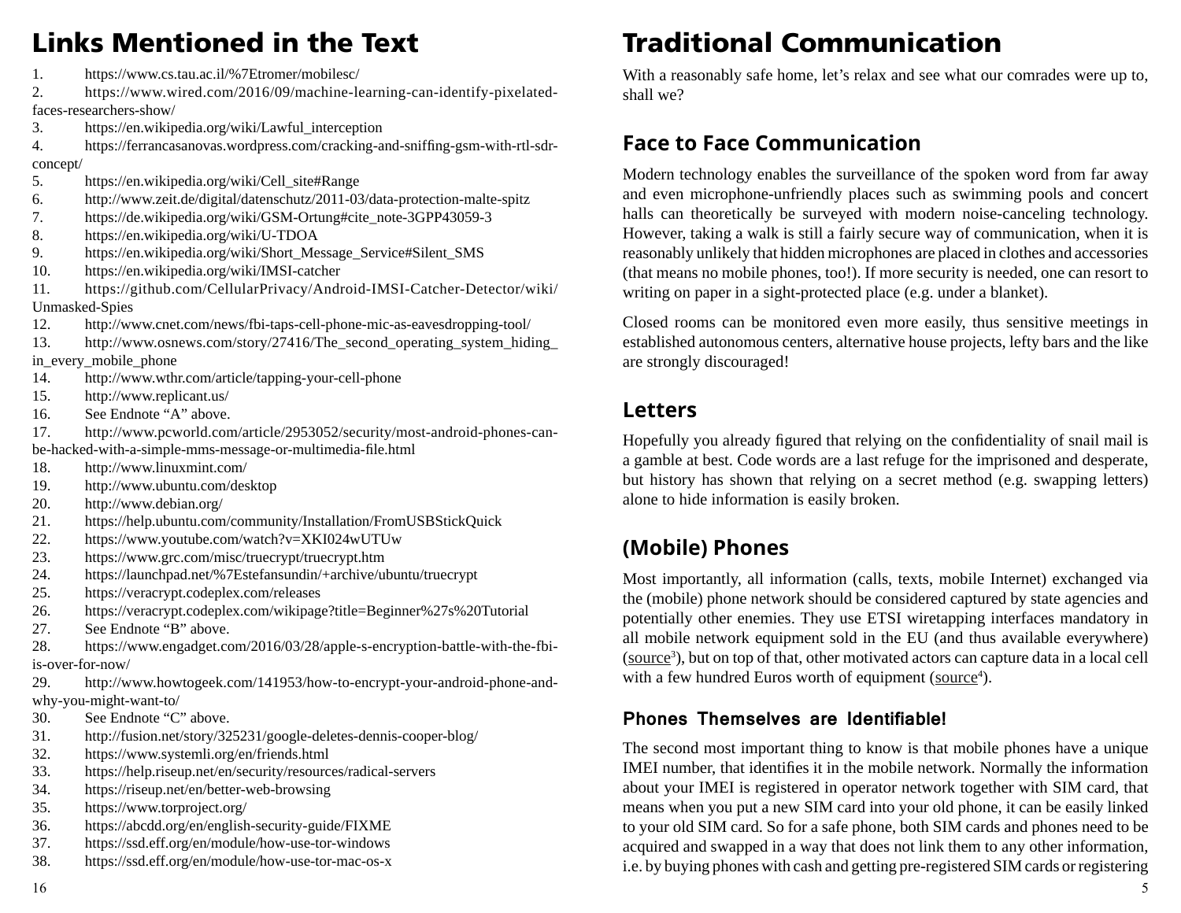# Links Mentioned in the Text

1. https://www.cs.tau.ac.il/%7Etromer/mobilesc/
2. https://www.wired.com/2016/09/machine-learning-can-identify-pixelated-faces-researchers-show/
3. https://en.wikipedia.org/wiki/Lawful_interception
4. https://ferrancasanovas.wordpress.com/cracking-and-sniffing-gsm-with-rtl-sdr-concept/
5. https://en.wikipedia.org/wiki/Cell_site#Range
6. http://www.zeit.de/digital/datenschutz/2011-03/data-protection-malte-spitz
7. https://de.wikipedia.org/wiki/GSM-Ortung#cite_note-3GPP43059-3
8. https://en.wikipedia.org/wiki/U-TDOA
9. https://en.wikipedia.org/wiki/Short_Message_Service#Silent_SMS
10. https://en.wikipedia.org/wiki/IMSI-catcher
11. https://github.com/CellularPrivacy/Android-IMSI-Catcher-Detector/wiki/Unmasked-Spies
12. http://www.cnet.com/news/fbi-taps-cell-phone-mic-as-eavesdropping-tool/
13. http://www.osnews.com/story/27416/The_second_operating_system_hiding_in_every_mobile_phone
14. http://www.wthr.com/article/tapping-your-cell-phone
15. http://www.replicant.us/
16. See Endnote "A" above.
17. http://www.pcworld.com/article/2953052/security/most-android-phones-can-be-hacked-with-a-simple-mms-message-or-multimedia-file.html
18. http://www.linuxmint.com/
19. http://www.ubuntu.com/desktop
20. http://www.debian.org/
21. https://help.ubuntu.com/community/Installation/FromUSBStickQuick
22. https://www.youtube.com/watch?v=XKI024wUTUw
23. https://www.grc.com/misc/truecrypt/truecrypt.htm
24. https://launchpad.net/%7Estefansundin/+archive/ubuntu/truecrypt
25. https://veracrypt.codeplex.com/releases
26. https://veracrypt.codeplex.com/wikipage?title=Beginner%27s%20Tutorial
27. See Endnote "B" above.
28. https://www.engadget.com/2016/03/28/apple-s-encryption-battle-with-the-fbi-is-over-for-now/
29. http://www.howtogeek.com/141953/how-to-encrypt-your-android-phone-and-why-you-might-want-to/
30. See Endnote "C" above.
31. http://fusion.net/story/325231/google-deletes-dennis-cooper-blog/
32. https://www.systemli.org/en/friends.html
33. https://help.riseup.net/en/security/resources/radical-servers
34. https://riseup.net/en/better-web-browsing
35. https://www.torproject.org/
36. https://abcdd.org/en/english-security-guide/FIXME
37. https://ssd.eff.org/en/module/how-use-tor-windows
38. https://ssd.eff.org/en/module/how-use-tor-mac-os-x

# Traditional Communication

With a reasonably safe home, let's relax and see what our comrades were up to, shall we?

## Face to Face Communication

Modern technology enables the surveillance of the spoken word from far away and even microphone-unfriendly places such as swimming pools and concert halls can theoretically be surveyed with modern noise-canceling technology. However, taking a walk is still a fairly secure way of communication, when it is reasonably unlikely that hidden microphones are placed in clothes and accessories (that means no mobile phones, too!). If more security is needed, one can resort to writing on paper in a sight-protected place (e.g. under a blanket).

Closed rooms can be monitored even more easily, thus sensitive meetings in established autonomous centers, alternative house projects, lefty bars and the like are strongly discouraged!

## Letters

Hopefully you already figured that relying on the confidentiality of snail mail is a gamble at best. Code words are a last refuge for the imprisoned and desperate, but history has shown that relying on a secret method (e.g. swapping letters) alone to hide information is easily broken.

## (Mobile) Phones

Most importantly, all information (calls, texts, mobile Internet) exchanged via the (mobile) phone network should be considered captured by state agencies and potentially other enemies. They use ETSI wiretapping interfaces mandatory in all mobile network equipment sold in the EU (and thus available everywhere) (source[3]), but on top of that, other motivated actors can capture data in a local cell with a few hundred Euros worth of equipment (source[4]).

### Phones Themselves are Identifiable!

The second most important thing to know is that mobile phones have a unique IMEI number, that identifies it in the mobile network. Normally the information about your IMEI is registered in operator network together with SIM card, that means when you put a new SIM card into your old phone, it can be easily linked to your old SIM card. So for a safe phone, both SIM cards and phones need to be acquired and swapped in a way that does not link them to any other information, i.e. by buying phones with cash and getting pre-registered SIM cards or registering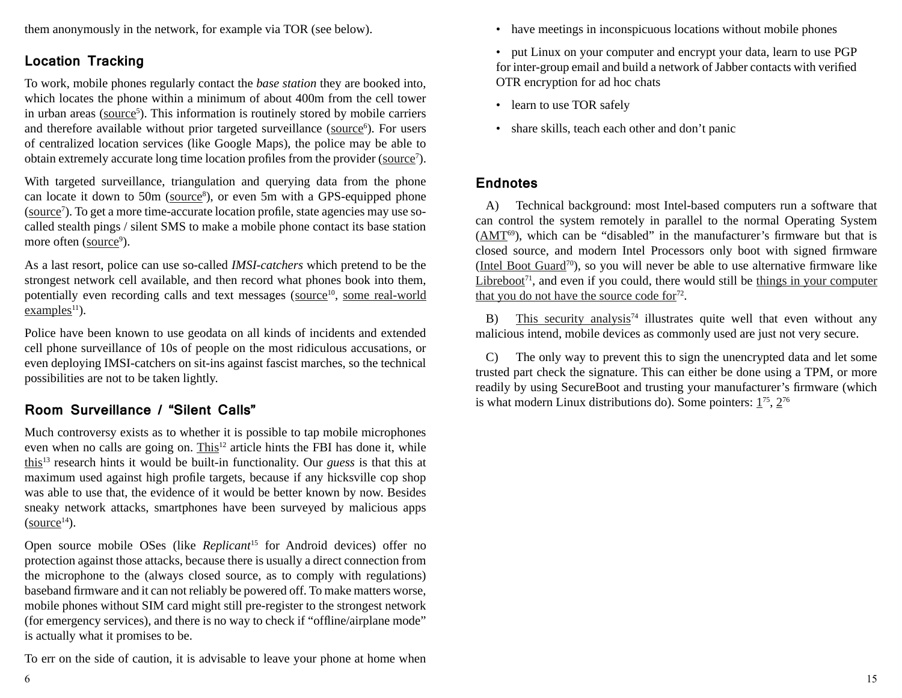them anonymously in the network, for example via TOR (see below).

## Location Tracking

To work, mobile phones regularly contact the *base station* they are booked into, which locates the phone within a minimum of about 400m from the cell tower in urban areas (source[5]). This information is routinely stored by mobile carriers and therefore available without prior targeted surveillance (source[6]). For users of centralized location services (like Google Maps), the police may be able to obtain extremely accurate long time location profiles from the provider (source[7]).

With targeted surveillance, triangulation and querying data from the phone can locate it down to 50m (source[8]), or even 5m with a GPS-equipped phone (source[7]). To get a more time-accurate location profile, state agencies may use so-called stealth pings / silent SMS to make a mobile phone contact its base station more often (source[9]).

As a last resort, police can use so-called *IMSI-catchers* which pretend to be the strongest network cell available, and then record what phones book into them, potentially even recording calls and text messages (source[10], some real-world examples[11]).

Police have been known to use geodata on all kinds of incidents and extended cell phone surveillance of 10s of people on the most ridiculous accusations, or even deploying IMSI-catchers on sit-ins against fascist marches, so the technical possibilities are not to be taken lightly.

## Room Surveillance / "Silent Calls"

Much controversy exists as to whether it is possible to tap mobile microphones even when no calls are going on. This[12] article hints the FBI has done it, while this[13] research hints it would be built-in functionality. Our *guess* is that this at maximum used against high profile targets, because if any hicksville cop shop was able to use that, the evidence of it would be better known by now. Besides sneaky network attacks, smartphones have been surveyed by malicious apps (source[14]).

Open source mobile OSes (like *Replicant*[15] for Android devices) offer no protection against those attacks, because there is usually a direct connection from the microphone to the (always closed source, as to comply with regulations) baseband firmware and it can not reliably be powered off. To make matters worse, mobile phones without SIM card might still pre-register to the strongest network (for emergency services), and there is no way to check if "offline/airplane mode" is actually what it promises to be.

To err on the side of caution, it is advisable to leave your phone at home when

- have meetings in inconspicuous locations without mobile phones
- put Linux on your computer and encrypt your data, learn to use PGP for inter-group email and build a network of Jabber contacts with verified OTR encryption for ad hoc chats
- learn to use TOR safely
- share skills, teach each other and don't panic

## Endnotes

A) Technical background: most Intel-based computers run a software that can control the system remotely in parallel to the normal Operating System (AMT[69]), which can be "disabled" in the manufacturer's firmware but that is closed source, and modern Intel Processors only boot with signed firmware (Intel Boot Guard[70]), so you will never be able to use alternative firmware like Libreboot[71], and even if you could, there would still be things in your computer that you do not have the source code for[72].

B) This security analysis[74] illustrates quite well that even without any malicious intend, mobile devices as commonly used are just not very secure.

C) The only way to prevent this to sign the unencrypted data and let some trusted part check the signature. This can either be done using a TPM, or more readily by using SecureBoot and trusting your manufacturer's firmware (which is what modern Linux distributions do). Some pointers: 1[75], 2[76]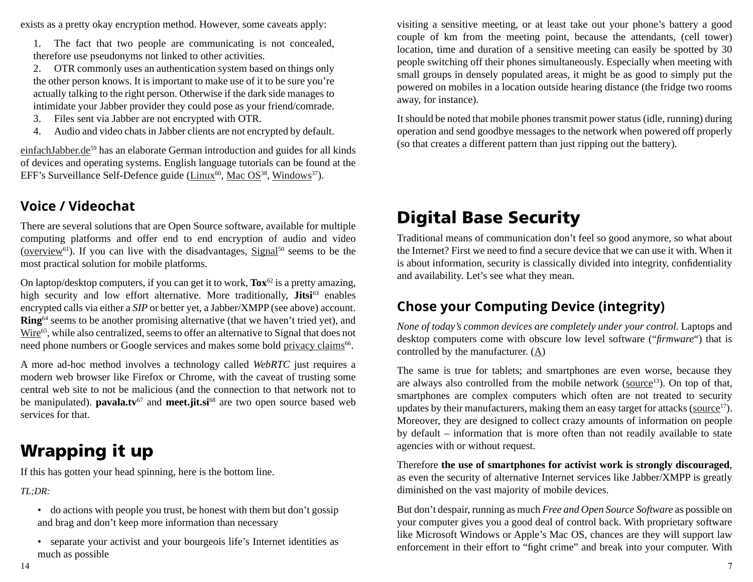exists as a pretty okay encryption method. However, some caveats apply:

1. The fact that two people are communicating is not concealed, therefore use pseudonyms not linked to other activities.
2. OTR commonly uses an authentication system based on things only the other person knows. It is important to make use of it to be sure you're actually talking to the right person. Otherwise if the dark side manages to intimidate your Jabber provider they could pose as your friend/comrade.
3. Files sent via Jabber are not encrypted with OTR.
4. Audio and video chats in Jabber clients are not encrypted by default.

einfachJabber.de[59] has an elaborate German introduction and guides for all kinds of devices and operating systems. English language tutorials can be found at the EFF's Surveillance Self-Defence guide (Linux[60], Mac OS[38], Windows[37]).

## Voice / Videochat

There are several solutions that are Open Source software, available for multiple computing platforms and offer end to end encryption of audio and video (overview[61]). If you can live with the disadvantages, Signal[50] seems to be the most practical solution for mobile platforms.

On laptop/desktop computers, if you can get it to work, **Tox**[62] is a pretty amazing, high security and low effort alternative. More traditionally, **Jitsi**[63] enables encrypted calls via either a *SIP* or better yet, a Jabber/XMPP (see above) account. **Ring**[64] seems to be another promising alternative (that we haven't tried yet), and Wire[65], while also centralized, seems to offer an alternative to Signal that does not need phone numbers or Google services and makes some bold privacy claims[66].

A more ad-hoc method involves a technology called *WebRTC* just requires a modern web browser like Firefox or Chrome, with the caveat of trusting some central web site to not be malicious (and the connection to that network not to be manipulated). **pavala.tv**[67] and **meet.jit.si**[68] are two open source based web services for that.

# Wrapping it up

If this has gotten your head spinning, here is the bottom line.

*TL;DR:*

- do actions with people you trust, be honest with them but don't gossip and brag and don't keep more information than necessary
- separate your activist and your bourgeois life's Internet identities as much as possible

visiting a sensitive meeting, or at least take out your phone's battery a good couple of km from the meeting point, because the attendants, (cell tower) location, time and duration of a sensitive meeting can easily be spotted by 30 people switching off their phones simultaneously. Especially when meeting with small groups in densely populated areas, it might be as good to simply put the powered on mobiles in a location outside hearing distance (the fridge two rooms away, for instance).

It should be noted that mobile phones transmit power status (idle, running) during operation and send goodbye messages to the network when powered off properly (so that creates a different pattern than just ripping out the battery).

# Digital Base Security

Traditional means of communication don't feel so good anymore, so what about the Internet? First we need to find a secure device that we can use it with. When it is about information, security is classically divided into integrity, confidentiality and availability. Let's see what they mean.

## Chose your Computing Device (integrity)

*None of today's common devices are completely under your control.* Laptops and desktop computers come with obscure low level software ("*firmware*") that is controlled by the manufacturer. (A)

The same is true for tablets; and smartphones are even worse, because they are always also controlled from the mobile network (source[13]). On top of that, smartphones are complex computers which often are not treated to security updates by their manufacturers, making them an easy target for attacks (source[17]). Moreover, they are designed to collect crazy amounts of information on people by default – information that is more often than not readily available to state agencies with or without request.

Therefore **the use of smartphones for activist work is strongly discouraged**, as even the security of alternative Internet services like Jabber/XMPP is greatly diminished on the vast majority of mobile devices.

But don't despair, running as much *Free and Open Source Software* as possible on your computer gives you a good deal of control back. With proprietary software like Microsoft Windows or Apple's Mac OS, chances are they will support law enforcement in their effort to "fight crime" and break into your computer. With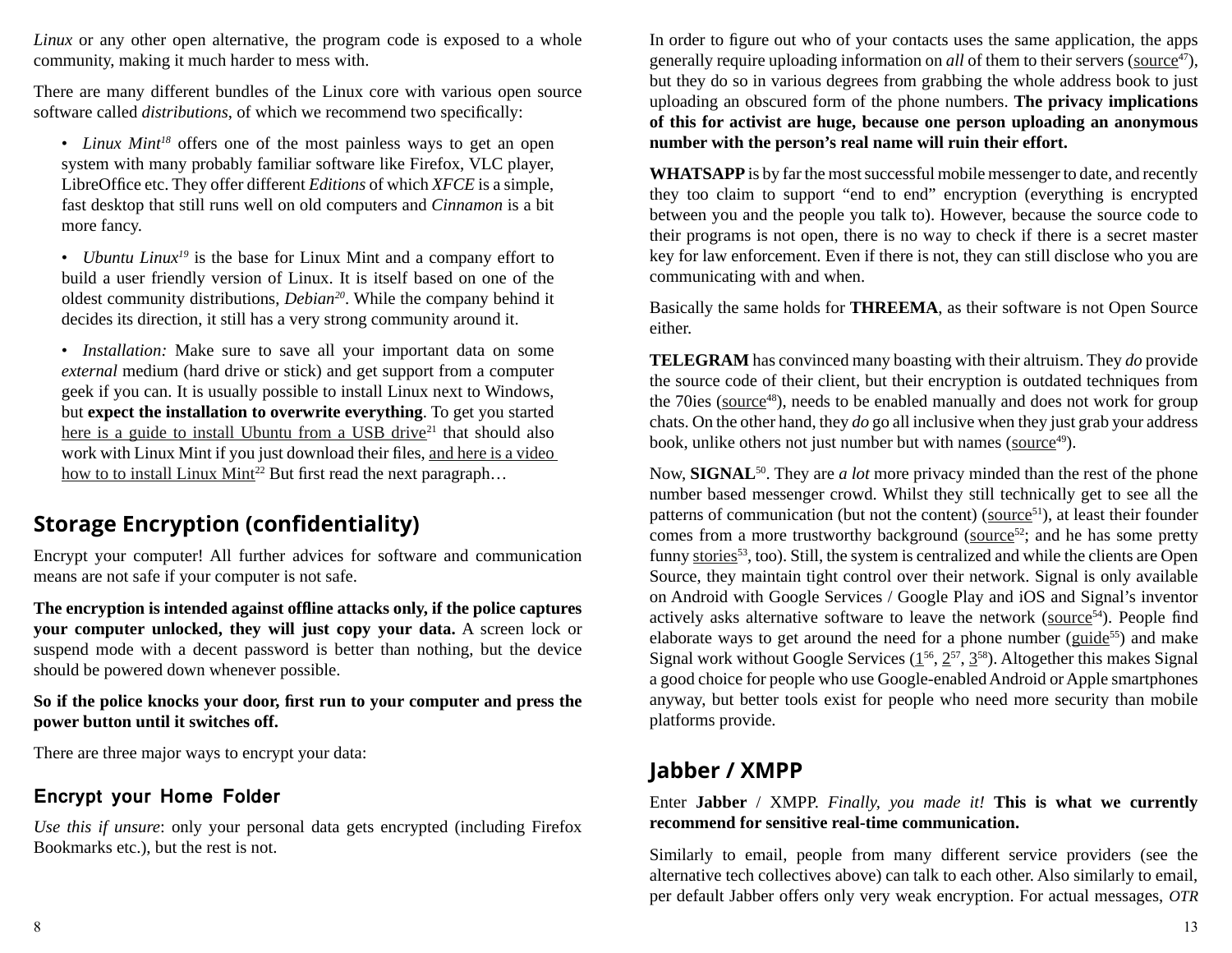*Linux* or any other open alternative, the program code is exposed to a whole community, making it much harder to mess with.

There are many different bundles of the Linux core with various open source software called *distributions*, of which we recommend two specifically:

- *Linux Mint*[18] offers one of the most painless ways to get an open system with many probably familiar software like Firefox, VLC player, LibreOffice etc. They offer different *Editions* of which *XFCE* is a simple, fast desktop that still runs well on old computers and *Cinnamon* is a bit more fancy.

- *Ubuntu Linux*[19] is the base for Linux Mint and a company effort to build a user friendly version of Linux. It is itself based on one of the oldest community distributions, *Debian*[20]. While the company behind it decides its direction, it still has a very strong community around it.

- *Installation:* Make sure to save all your important data on some *external* medium (hard drive or stick) and get support from a computer geek if you can. It is usually possible to install Linux next to Windows, but **expect the installation to overwrite everything**. To get you started here is a guide to install Ubuntu from a USB drive[21] that should also work with Linux Mint if you just download their files, and here is a video how to to install Linux Mint[22] But first read the next paragraph…

## Storage Encryption (confidentiality)

Encrypt your computer! All further advices for software and communication means are not safe if your computer is not safe.

**The encryption is intended against offline attacks only, if the police captures your computer unlocked, they will just copy your data.** A screen lock or suspend mode with a decent password is better than nothing, but the device should be powered down whenever possible.

**So if the police knocks your door, first run to your computer and press the power button until it switches off.**

There are three major ways to encrypt your data:

### Encrypt your Home Folder

*Use this if unsure*: only your personal data gets encrypted (including Firefox Bookmarks etc.), but the rest is not.

In order to figure out who of your contacts uses the same application, the apps generally require uploading information on *all* of them to their servers (source[47]), but they do so in various degrees from grabbing the whole address book to just uploading an obscured form of the phone numbers. **The privacy implications of this for activist are huge, because one person uploading an anonymous number with the person's real name will ruin their effort.**

**WHATSAPP** is by far the most successful mobile messenger to date, and recently they too claim to support "end to end" encryption (everything is encrypted between you and the people you talk to). However, because the source code to their programs is not open, there is no way to check if there is a secret master key for law enforcement. Even if there is not, they can still disclose who you are communicating with and when.

Basically the same holds for **THREEMA**, as their software is not Open Source either.

**TELEGRAM** has convinced many boasting with their altruism. They *do* provide the source code of their client, but their encryption is outdated techniques from the 70ies (source[48]), needs to be enabled manually and does not work for group chats. On the other hand, they *do* go all inclusive when they just grab your address book, unlike others not just number but with names (source[49]).

Now, **SIGNAL**[50]. They are *a lot* more privacy minded than the rest of the phone number based messenger crowd. Whilst they still technically get to see all the patterns of communication (but not the content) (source[51]), at least their founder comes from a more trustworthy background (source[52]; and he has some pretty funny stories[53], too). Still, the system is centralized and while the clients are Open Source, they maintain tight control over their network. Signal is only available on Android with Google Services / Google Play and iOS and Signal's inventor actively asks alternative software to leave the network (source[54]). People find elaborate ways to get around the need for a phone number (guide[55]) and make Signal work without Google Services (1[56], 2[57], 3[58]). Altogether this makes Signal a good choice for people who use Google-enabled Android or Apple smartphones anyway, but better tools exist for people who need more security than mobile platforms provide.

## Jabber / XMPP

Enter **Jabber** / XMPP. *Finally, you made it!* **This is what we currently recommend for sensitive real-time communication.**

Similarly to email, people from many different service providers (see the alternative tech collectives above) can talk to each other. Also similarly to email, per default Jabber offers only very weak encryption. For actual messages, OTR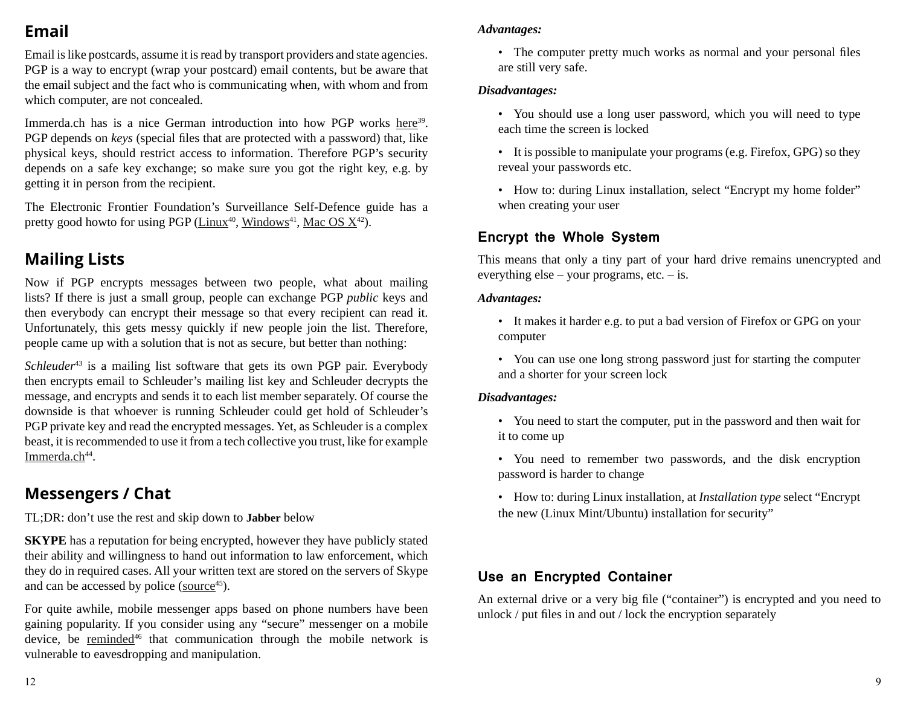## Email

Email is like postcards, assume it is read by transport providers and state agencies. PGP is a way to encrypt (wrap your postcard) email contents, but be aware that the email subject and the fact who is communicating when, with whom and from which computer, are not concealed.

Immerda.ch has is a nice German introduction into how PGP works here[39]. PGP depends on *keys* (special files that are protected with a password) that, like physical keys, should restrict access to information. Therefore PGP's security depends on a safe key exchange; so make sure you got the right key, e.g. by getting it in person from the recipient.

The Electronic Frontier Foundation's Surveillance Self-Defence guide has a pretty good howto for using PGP (Linux[40], Windows[41], Mac OS X[42]).

## Mailing Lists

Now if PGP encrypts messages between two people, what about mailing lists? If there is just a small group, people can exchange PGP *public* keys and then everybody can encrypt their message so that every recipient can read it. Unfortunately, this gets messy quickly if new people join the list. Therefore, people came up with a solution that is not as secure, but better than nothing:

*Schleuder*[43] is a mailing list software that gets its own PGP pair. Everybody then encrypts email to Schleuder's mailing list key and Schleuder decrypts the message, and encrypts and sends it to each list member separately. Of course the downside is that whoever is running Schleuder could get hold of Schleuder's PGP private key and read the encrypted messages. Yet, as Schleuder is a complex beast, it is recommended to use it from a tech collective you trust, like for example Immerda.ch[44].

## Messengers / Chat

TL;DR: don't use the rest and skip down to **Jabber** below

**SKYPE** has a reputation for being encrypted, however they have publicly stated their ability and willingness to hand out information to law enforcement, which they do in required cases. All your written text are stored on the servers of Skype and can be accessed by police (source[45]).

For quite awhile, mobile messenger apps based on phone numbers have been gaining popularity. If you consider using any "secure" messenger on a mobile device, be reminded[46] that communication through the mobile network is vulnerable to eavesdropping and manipulation.

***Advantages:***

- The computer pretty much works as normal and your personal files are still very safe.

***Disadvantages:***

- You should use a long user password, which you will need to type each time the screen is locked
- It is possible to manipulate your programs (e.g. Firefox, GPG) so they reveal your passwords etc.
- How to: during Linux installation, select "Encrypt my home folder" when creating your user

### Encrypt the Whole System

This means that only a tiny part of your hard drive remains unencrypted and everything else – your programs, etc. – is.

***Advantages:***

- It makes it harder e.g. to put a bad version of Firefox or GPG on your computer
- You can use one long strong password just for starting the computer and a shorter for your screen lock

***Disadvantages:***

- You need to start the computer, put in the password and then wait for it to come up
- You need to remember two passwords, and the disk encryption password is harder to change
- How to: during Linux installation, at *Installation type* select "Encrypt the new (Linux Mint/Ubuntu) installation for security"

### Use an Encrypted Container

An external drive or a very big file ("container") is encrypted and you need to unlock / put files in and out / lock the encryption separately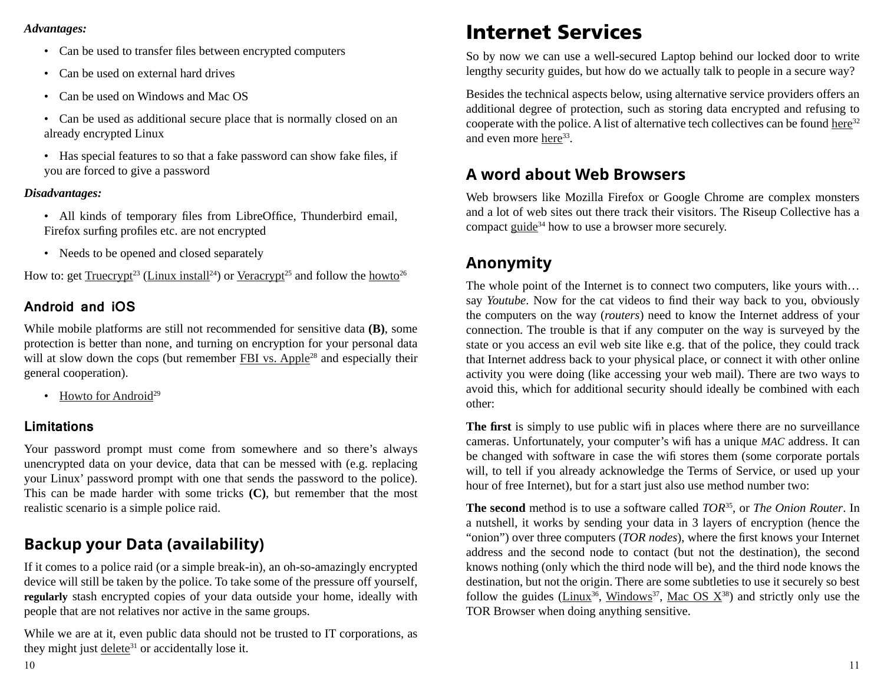***Advantages:***

- Can be used to transfer files between encrypted computers
- Can be used on external hard drives
- Can be used on Windows and Mac OS
- Can be used as additional secure place that is normally closed on an already encrypted Linux
- Has special features to so that a fake password can show fake files, if you are forced to give a password

***Disadvantages:***

- All kinds of temporary files from LibreOffice, Thunderbird email, Firefox surfing profiles etc. are not encrypted
- Needs to be opened and closed separately

How to: get Truecrypt[23] (Linux install[24]) or Veracrypt[25] and follow the howto[26]

### Android and iOS

While mobile platforms are still not recommended for sensitive data **(B)**, some protection is better than none, and turning on encryption for your personal data will at slow down the cops (but remember FBI vs. Apple[28] and especially their general cooperation).

- Howto for Android[29]

### Limitations

Your password prompt must come from somewhere and so there's always unencrypted data on your device, data that can be messed with (e.g. replacing your Linux' password prompt with one that sends the password to the police). This can be made harder with some tricks **(C)**, but remember that the most realistic scenario is a simple police raid.

## Backup your Data (availability)

If it comes to a police raid (or a simple break-in), an oh-so-amazingly encrypted device will still be taken by the police. To take some of the pressure off yourself, **regularly** stash encrypted copies of your data outside your home, ideally with people that are not relatives nor active in the same groups.

While we are at it, even public data should not be trusted to IT corporations, as they might just delete[31] or accidentally lose it.

# Internet Services

So by now we can use a well-secured Laptop behind our locked door to write lengthy security guides, but how do we actually talk to people in a secure way?

Besides the technical aspects below, using alternative service providers offers an additional degree of protection, such as storing data encrypted and refusing to cooperate with the police. A list of alternative tech collectives can be found here[32] and even more here[33].

## A word about Web Browsers

Web browsers like Mozilla Firefox or Google Chrome are complex monsters and a lot of web sites out there track their visitors. The Riseup Collective has a compact guide[34] how to use a browser more securely.

## Anonymity

The whole point of the Internet is to connect two computers, like yours with… say *Youtube*. Now for the cat videos to find their way back to you, obviously the computers on the way (*routers*) need to know the Internet address of your connection. The trouble is that if any computer on the way is surveyed by the state or you access an evil web site like e.g. that of the police, they could track that Internet address back to your physical place, or connect it with other online activity you were doing (like accessing your web mail). There are two ways to avoid this, which for additional security should ideally be combined with each other:

**The first** is simply to use public wifi in places where there are no surveillance cameras. Unfortunately, your computer's wifi has a unique *MAC* address. It can be changed with software in case the wifi stores them (some corporate portals will, to tell if you already acknowledge the Terms of Service, or used up your hour of free Internet), but for a start just also use method number two:

**The second** method is to use a software called *TOR*[35], or *The Onion Router*. In a nutshell, it works by sending your data in 3 layers of encryption (hence the "onion") over three computers (*TOR nodes*), where the first knows your Internet address and the second node to contact (but not the destination), the second knows nothing (only which the third node will be), and the third node knows the destination, but not the origin. There are some subtleties to use it securely so best follow the guides (Linux[36], Windows[37], Mac OS X[38]) and strictly only use the TOR Browser when doing anything sensitive.